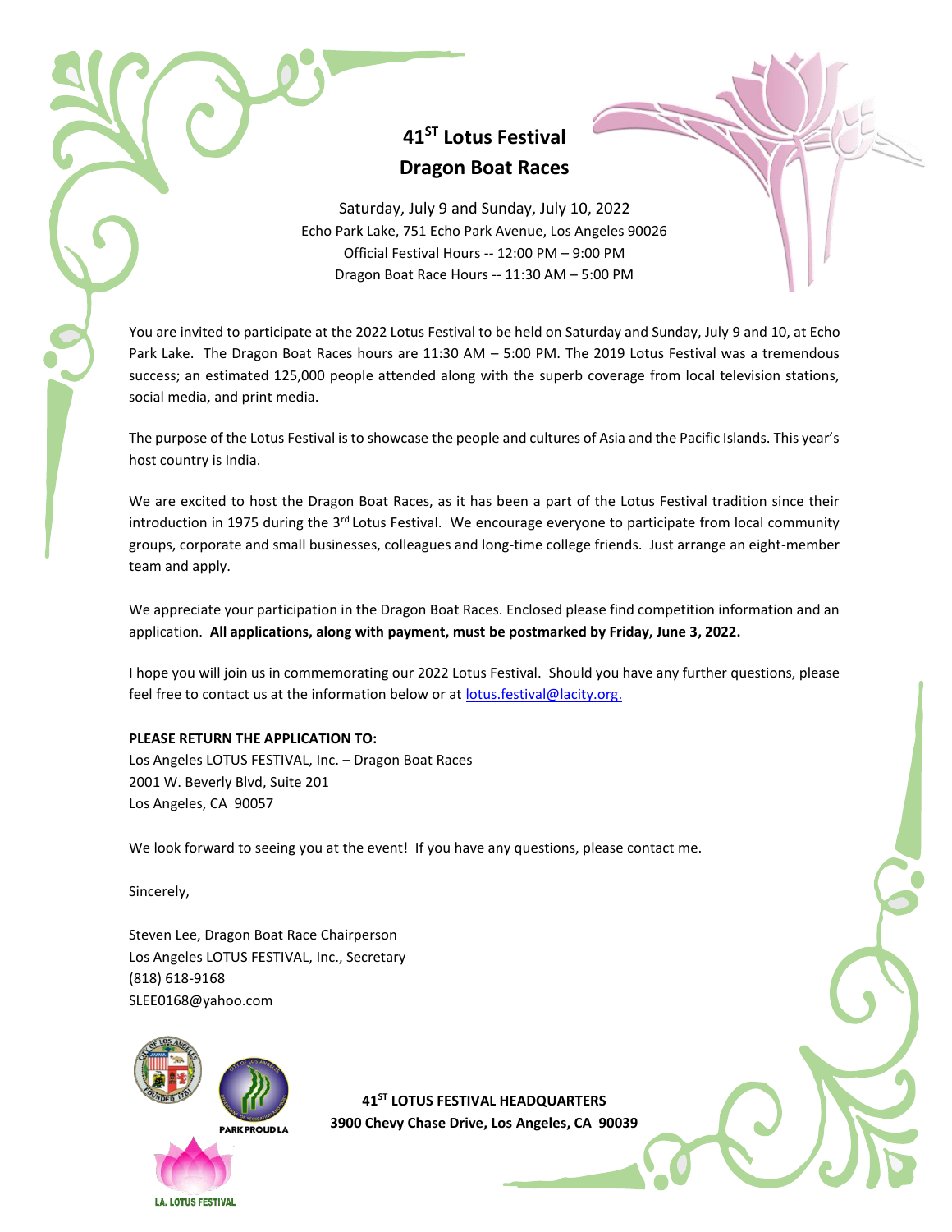# 41ST Lotus Festival
# Dragon Boat Races

Saturday, July 9 and Sunday, July 10, 2022
Echo Park Lake, 751 Echo Park Avenue, Los Angeles 90026
Official Festival Hours -- 12:00 PM – 9:00 PM
Dragon Boat Race Hours -- 11:30 AM – 5:00 PM

You are invited to participate at the 2022 Lotus Festival to be held on Saturday and Sunday, July 9 and 10, at Echo Park Lake. The Dragon Boat Races hours are 11:30 AM – 5:00 PM. The 2019 Lotus Festival was a tremendous success; an estimated 125,000 people attended along with the superb coverage from local television stations, social media, and print media.

The purpose of the Lotus Festival is to showcase the people and cultures of Asia and the Pacific Islands. This year's host country is India.

We are excited to host the Dragon Boat Races, as it has been a part of the Lotus Festival tradition since their introduction in 1975 during the 3rd Lotus Festival. We encourage everyone to participate from local community groups, corporate and small businesses, colleagues and long-time college friends. Just arrange an eight-member team and apply.

We appreciate your participation in the Dragon Boat Races. Enclosed please find competition information and an application. **All applications, along with payment, must be postmarked by Friday, June 3, 2022.**

I hope you will join us in commemorating our 2022 Lotus Festival. Should you have any further questions, please feel free to contact us at the information below or at lotus.festival@lacity.org.

**PLEASE RETURN THE APPLICATION TO:**
Los Angeles LOTUS FESTIVAL, Inc. – Dragon Boat Races
2001 W. Beverly Blvd, Suite 201
Los Angeles, CA 90057

We look forward to seeing you at the event! If you have any questions, please contact me.

Sincerely,

Steven Lee, Dragon Boat Race Chairperson
Los Angeles LOTUS FESTIVAL, Inc., Secretary
(818) 618-9168
SLEE0168@yahoo.com

PARK PROUD LA

L.A. LOTUS FESTIVAL

**41ST LOTUS FESTIVAL HEADQUARTERS**
**3900 Chevy Chase Drive, Los Angeles, CA 90039**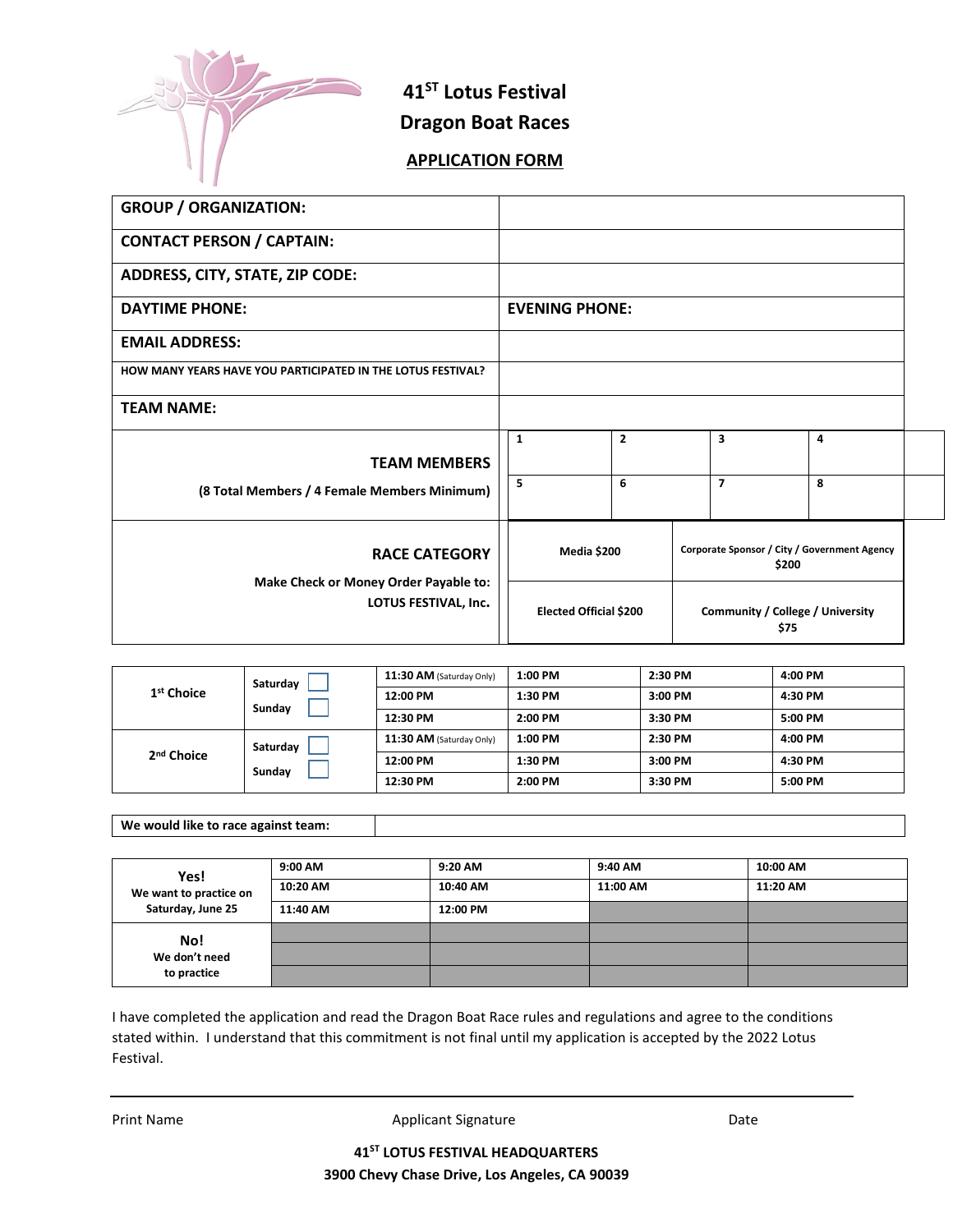# 41ST Lotus Festival Dragon Boat Races

## APPLICATION FORM

| | |
|---|---|
| **GROUP / ORGANIZATION:** | |
| **CONTACT PERSON / CAPTAIN:** | |
| **ADDRESS, CITY, STATE, ZIP CODE:** | |
| **DAYTIME PHONE:** | **EVENING PHONE:** |
| **EMAIL ADDRESS:** | |
| **HOW MANY YEARS HAVE YOU PARTICIPATED IN THE LOTUS FESTIVAL?** | |
| **TEAM NAME:** | |

| **TEAM MEMBERS** (8 Total Members / 4 Female Members Minimum) | | | | |
|---|---|---|---|---|
| | 1 | 2 | 3 | 4 |
| | 5 | 6 | 7 | 8 |

| **RACE CATEGORY** Make Check or Money Order Payable to: LOTUS FESTIVAL, Inc. | | |
|---|---|---|
| | Media $200 | Corporate Sponsor / City / Government Agency $200 |
| | Elected Official $200 | Community / College / University $75 |

| | | | | | |
|---|---|---|---|---|---|
| **1st Choice** | Saturday ☐ Sunday ☐ | **11:30 AM** (Saturday Only) | **1:00 PM** | **2:30 PM** | **4:00 PM** |
| | | **12:00 PM** | **1:30 PM** | **3:00 PM** | **4:30 PM** |
| | | **12:30 PM** | **2:00 PM** | **3:30 PM** | **5:00 PM** |
| **2nd Choice** | Saturday ☐ Sunday ☐ | **11:30 AM** (Saturday Only) | **1:00 PM** | **2:30 PM** | **4:00 PM** |
| | | **12:00 PM** | **1:30 PM** | **3:00 PM** | **4:30 PM** |
| | | **12:30 PM** | **2:00 PM** | **3:30 PM** | **5:00 PM** |

| **We would like to race against team:** | |
|---|---|

| | | | | |
|---|---|---|---|---|
| **Yes!** We want to practice on Saturday, June 25 | **9:00 AM** | **9:20 AM** | **9:40 AM** | **10:00 AM** |
| | **10:20 AM** | **10:40 AM** | **11:00 AM** | **11:20 AM** |
| | **11:40 AM** | **12:00 PM** | | |
| **No!** We don't need to practice | | | | |

I have completed the application and read the Dragon Boat Race rules and regulations and agree to the conditions stated within. I understand that this commitment is not final until my application is accepted by the 2022 Lotus Festival.

Print Name Applicant Signature Date

**41ST LOTUS FESTIVAL HEADQUARTERS**
**3900 Chevy Chase Drive, Los Angeles, CA 90039**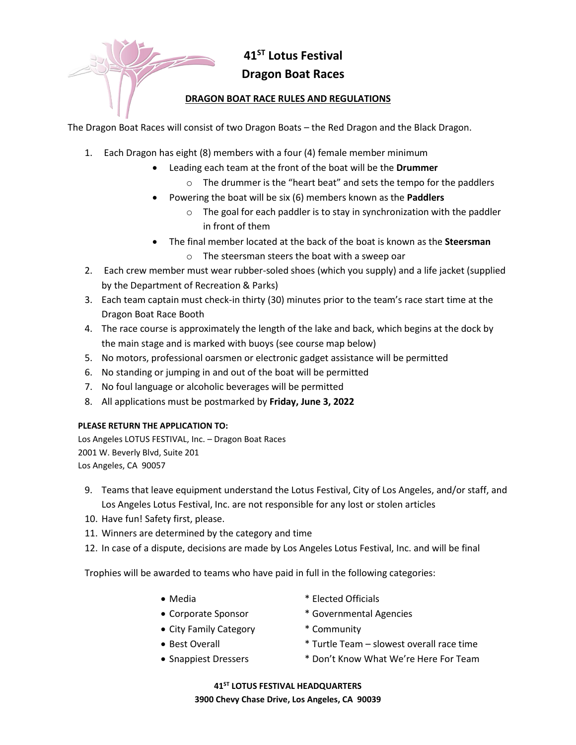# 41ST Lotus Festival
# Dragon Boat Races

## DRAGON BOAT RACE RULES AND REGULATIONS

The Dragon Boat Races will consist of two Dragon Boats – the Red Dragon and the Black Dragon.

1. Each Dragon has eight (8) members with a four (4) female member minimum
   - Leading each team at the front of the boat will be the **Drummer**
     - The drummer is the "heart beat" and sets the tempo for the paddlers
   - Powering the boat will be six (6) members known as the **Paddlers**
     - The goal for each paddler is to stay in synchronization with the paddler in front of them
   - The final member located at the back of the boat is known as the **Steersman**
     - The steersman steers the boat with a sweep oar
2. Each crew member must wear rubber-soled shoes (which you supply) and a life jacket (supplied by the Department of Recreation & Parks)
3. Each team captain must check-in thirty (30) minutes prior to the team's race start time at the Dragon Boat Race Booth
4. The race course is approximately the length of the lake and back, which begins at the dock by the main stage and is marked with buoys (see course map below)
5. No motors, professional oarsmen or electronic gadget assistance will be permitted
6. No standing or jumping in and out of the boat will be permitted
7. No foul language or alcoholic beverages will be permitted
8. All applications must be postmarked by **Friday, June 3, 2022**

**PLEASE RETURN THE APPLICATION TO:**
Los Angeles LOTUS FESTIVAL, Inc. – Dragon Boat Races
2001 W. Beverly Blvd, Suite 201
Los Angeles, CA 90057

9. Teams that leave equipment understand the Lotus Festival, City of Los Angeles, and/or staff, and Los Angeles Lotus Festival, Inc. are not responsible for any lost or stolen articles
10. Have fun! Safety first, please.
11. Winners are determined by the category and time
12. In case of a dispute, decisions are made by Los Angeles Lotus Festival, Inc. and will be final

Trophies will be awarded to teams who have paid in full in the following categories:

- Media
- Corporate Sponsor
- City Family Category
- Best Overall
- Snappiest Dressers
- Elected Officials
- Governmental Agencies
- Community
- Turtle Team – slowest overall race time
- Don't Know What We're Here For Team

**41ST LOTUS FESTIVAL HEADQUARTERS**
**3900 Chevy Chase Drive, Los Angeles, CA 90039**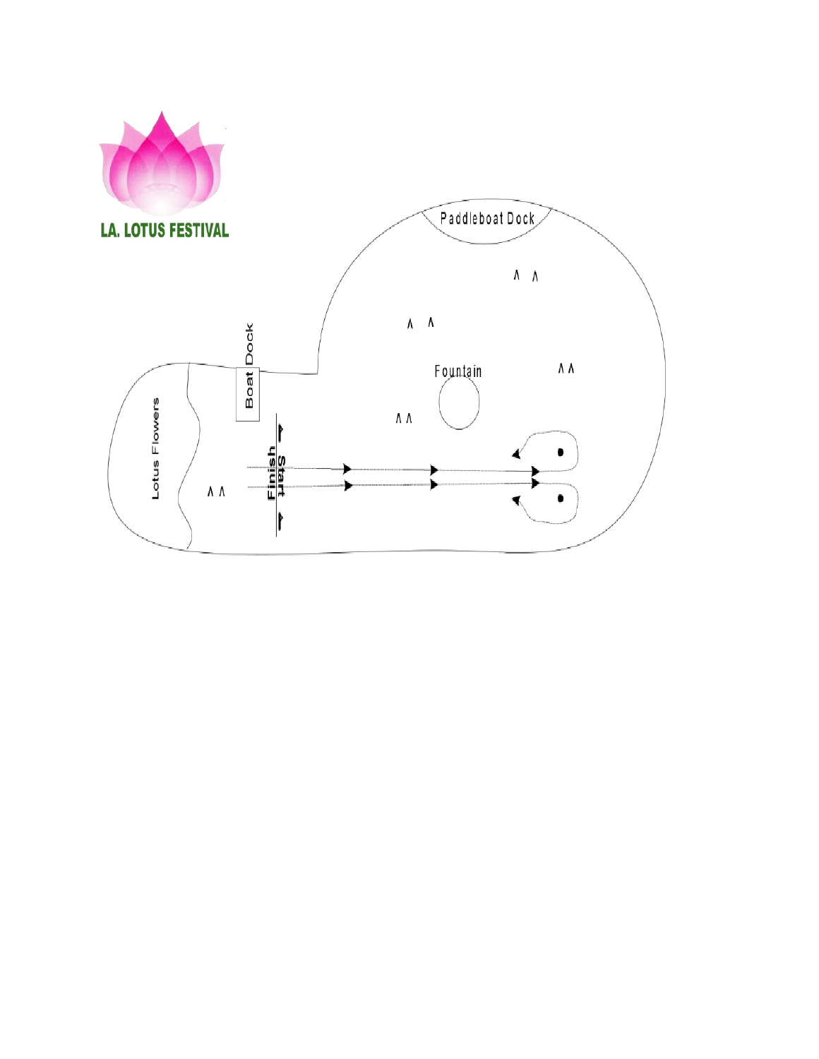LA. LOTUS FESTIVAL

Paddleboat Dock

Boat Dock

Fountain

Lotus Flowers

Finish

Start